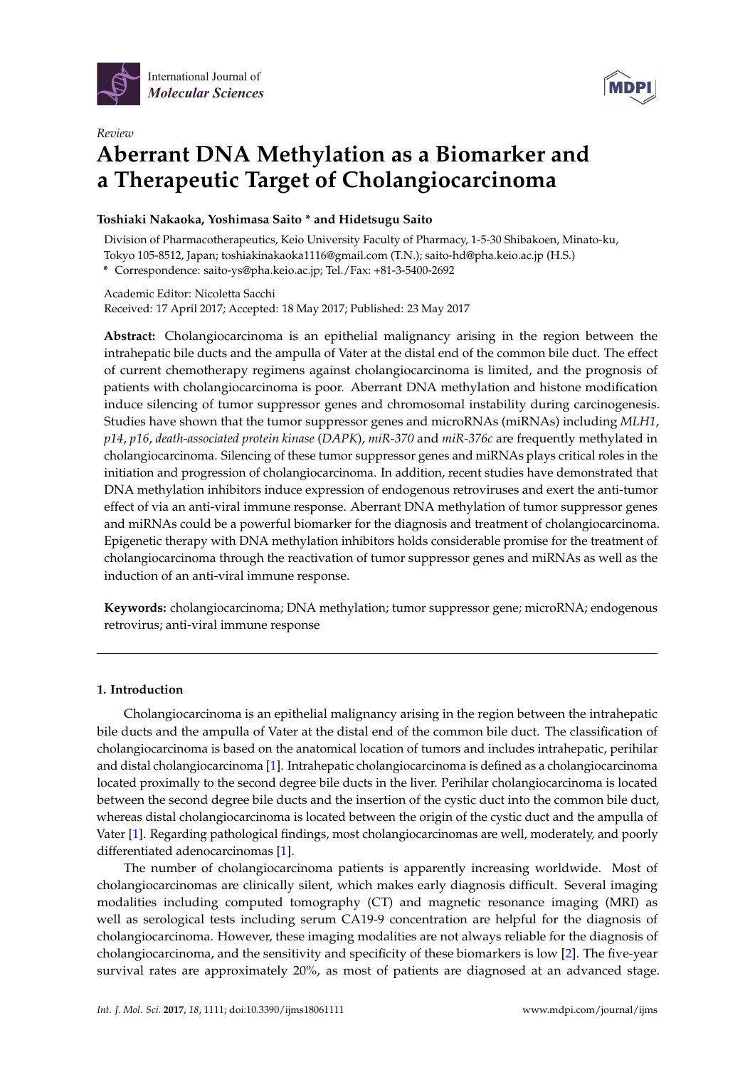*Review*

# Aberrant DNA Methylation as a Biomarker and a Therapeutic Target of Cholangiocarcinoma

**Toshiaki Nakaoka, Yoshimasa Saito * and Hidetsugu Saito**

Division of Pharmacotherapeutics, Keio University Faculty of Pharmacy, 1-5-30 Shibakoen, Minato-ku, Tokyo 105-8512, Japan; toshiakinakaoka1116@gmail.com (T.N.); saito-hd@pha.keio.ac.jp (H.S.)

\* Correspondence: saito-ys@pha.keio.ac.jp; Tel./Fax: +81-3-5400-2692

Academic Editor: Nicoletta Sacchi

Received: 17 April 2017; Accepted: 18 May 2017; Published: 23 May 2017

**Abstract:** Cholangiocarcinoma is an epithelial malignancy arising in the region between the intrahepatic bile ducts and the ampulla of Vater at the distal end of the common bile duct. The effect of current chemotherapy regimens against cholangiocarcinoma is limited, and the prognosis of patients with cholangiocarcinoma is poor. Aberrant DNA methylation and histone modification induce silencing of tumor suppressor genes and chromosomal instability during carcinogenesis. Studies have shown that the tumor suppressor genes and microRNAs (miRNAs) including *MLH1*, *p14*, *p16*, *death-associated protein kinase* (*DAPK*), *miR-370* and *miR-376c* are frequently methylated in cholangiocarcinoma. Silencing of these tumor suppressor genes and miRNAs plays critical roles in the initiation and progression of cholangiocarcinoma. In addition, recent studies have demonstrated that DNA methylation inhibitors induce expression of endogenous retroviruses and exert the anti-tumor effect of via an anti-viral immune response. Aberrant DNA methylation of tumor suppressor genes and miRNAs could be a powerful biomarker for the diagnosis and treatment of cholangiocarcinoma. Epigenetic therapy with DNA methylation inhibitors holds considerable promise for the treatment of cholangiocarcinoma through the reactivation of tumor suppressor genes and miRNAs as well as the induction of an anti-viral immune response.

**Keywords:** cholangiocarcinoma; DNA methylation; tumor suppressor gene; microRNA; endogenous retrovirus; anti-viral immune response

## 1. Introduction

Cholangiocarcinoma is an epithelial malignancy arising in the region between the intrahepatic bile ducts and the ampulla of Vater at the distal end of the common bile duct. The classification of cholangiocarcinoma is based on the anatomical location of tumors and includes intrahepatic, perihilar and distal cholangiocarcinoma [1]. Intrahepatic cholangiocarcinoma is defined as a cholangiocarcinoma located proximally to the second degree bile ducts in the liver. Perihilar cholangiocarcinoma is located between the second degree bile ducts and the insertion of the cystic duct into the common bile duct, whereas distal cholangiocarcinoma is located between the origin of the cystic duct and the ampulla of Vater [1]. Regarding pathological findings, most cholangiocarcinomas are well, moderately, and poorly differentiated adenocarcinomas [1].

The number of cholangiocarcinoma patients is apparently increasing worldwide. Most of cholangiocarcinomas are clinically silent, which makes early diagnosis difficult. Several imaging modalities including computed tomography (CT) and magnetic resonance imaging (MRI) as well as serological tests including serum CA19-9 concentration are helpful for the diagnosis of cholangiocarcinoma. However, these imaging modalities are not always reliable for the diagnosis of cholangiocarcinoma, and the sensitivity and specificity of these biomarkers is low [2]. The five-year survival rates are approximately 20%, as most of patients are diagnosed at an advanced stage.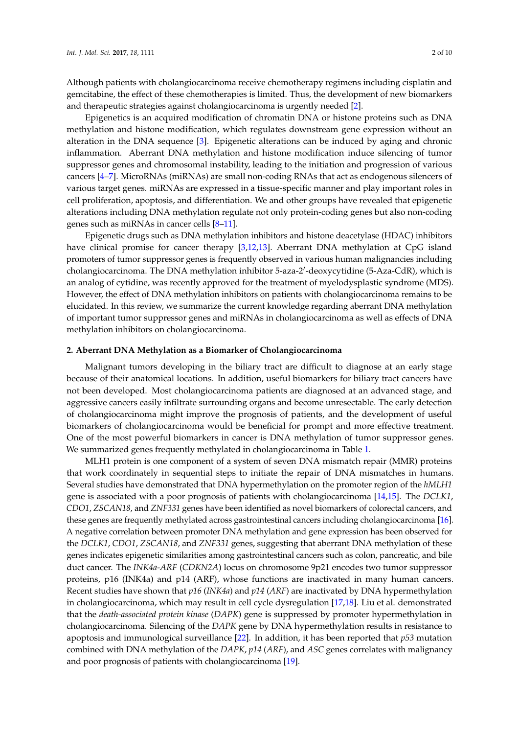Although patients with cholangiocarcinoma receive chemotherapy regimens including cisplatin and gemcitabine, the effect of these chemotherapies is limited. Thus, the development of new biomarkers and therapeutic strategies against cholangiocarcinoma is urgently needed [2].

Epigenetics is an acquired modification of chromatin DNA or histone proteins such as DNA methylation and histone modification, which regulates downstream gene expression without an alteration in the DNA sequence [3]. Epigenetic alterations can be induced by aging and chronic inflammation. Aberrant DNA methylation and histone modification induce silencing of tumor suppressor genes and chromosomal instability, leading to the initiation and progression of various cancers [4–7]. MicroRNAs (miRNAs) are small non-coding RNAs that act as endogenous silencers of various target genes. miRNAs are expressed in a tissue-specific manner and play important roles in cell proliferation, apoptosis, and differentiation. We and other groups have revealed that epigenetic alterations including DNA methylation regulate not only protein-coding genes but also non-coding genes such as miRNAs in cancer cells [8–11].

Epigenetic drugs such as DNA methylation inhibitors and histone deacetylase (HDAC) inhibitors have clinical promise for cancer therapy [3,12,13]. Aberrant DNA methylation at CpG island promoters of tumor suppressor genes is frequently observed in various human malignancies including cholangiocarcinoma. The DNA methylation inhibitor 5-aza-2′-deoxycytidine (5-Aza-CdR), which is an analog of cytidine, was recently approved for the treatment of myelodysplastic syndrome (MDS). However, the effect of DNA methylation inhibitors on patients with cholangiocarcinoma remains to be elucidated. In this review, we summarize the current knowledge regarding aberrant DNA methylation of important tumor suppressor genes and miRNAs in cholangiocarcinoma as well as effects of DNA methylation inhibitors on cholangiocarcinoma.

## 2. Aberrant DNA Methylation as a Biomarker of Cholangiocarcinoma

Malignant tumors developing in the biliary tract are difficult to diagnose at an early stage because of their anatomical locations. In addition, useful biomarkers for biliary tract cancers have not been developed. Most cholangiocarcinoma patients are diagnosed at an advanced stage, and aggressive cancers easily infiltrate surrounding organs and become unresectable. The early detection of cholangiocarcinoma might improve the prognosis of patients, and the development of useful biomarkers of cholangiocarcinoma would be beneficial for prompt and more effective treatment. One of the most powerful biomarkers in cancer is DNA methylation of tumor suppressor genes. We summarized genes frequently methylated in cholangiocarcinoma in Table 1.

MLH1 protein is one component of a system of seven DNA mismatch repair (MMR) proteins that work coordinately in sequential steps to initiate the repair of DNA mismatches in humans. Several studies have demonstrated that DNA hypermethylation on the promoter region of the *hMLH1* gene is associated with a poor prognosis of patients with cholangiocarcinoma [14,15]. The *DCLK1*, *CDO1*, *ZSCAN18*, and *ZNF331* genes have been identified as novel biomarkers of colorectal cancers, and these genes are frequently methylated across gastrointestinal cancers including cholangiocarcinoma [16]. A negative correlation between promoter DNA methylation and gene expression has been observed for the *DCLK1*, *CDO1*, *ZSCAN18*, and *ZNF331* genes, suggesting that aberrant DNA methylation of these genes indicates epigenetic similarities among gastrointestinal cancers such as colon, pancreatic, and bile duct cancer. The *INK4a-ARF* (*CDKN2A*) locus on chromosome 9p21 encodes two tumor suppressor proteins, p16 (INK4a) and p14 (ARF), whose functions are inactivated in many human cancers. Recent studies have shown that *p16* (*INK4a*) and *p14* (*ARF*) are inactivated by DNA hypermethylation in cholangiocarcinoma, which may result in cell cycle dysregulation [17,18]. Liu et al. demonstrated that the *death-associated protein kinase* (*DAPK*) gene is suppressed by promoter hypermethylation in cholangiocarcinoma. Silencing of the *DAPK* gene by DNA hypermethylation results in resistance to apoptosis and immunological surveillance [22]. In addition, it has been reported that *p53* mutation combined with DNA methylation of the *DAPK*, *p14* (*ARF*), and *ASC* genes correlates with malignancy and poor prognosis of patients with cholangiocarcinoma [19].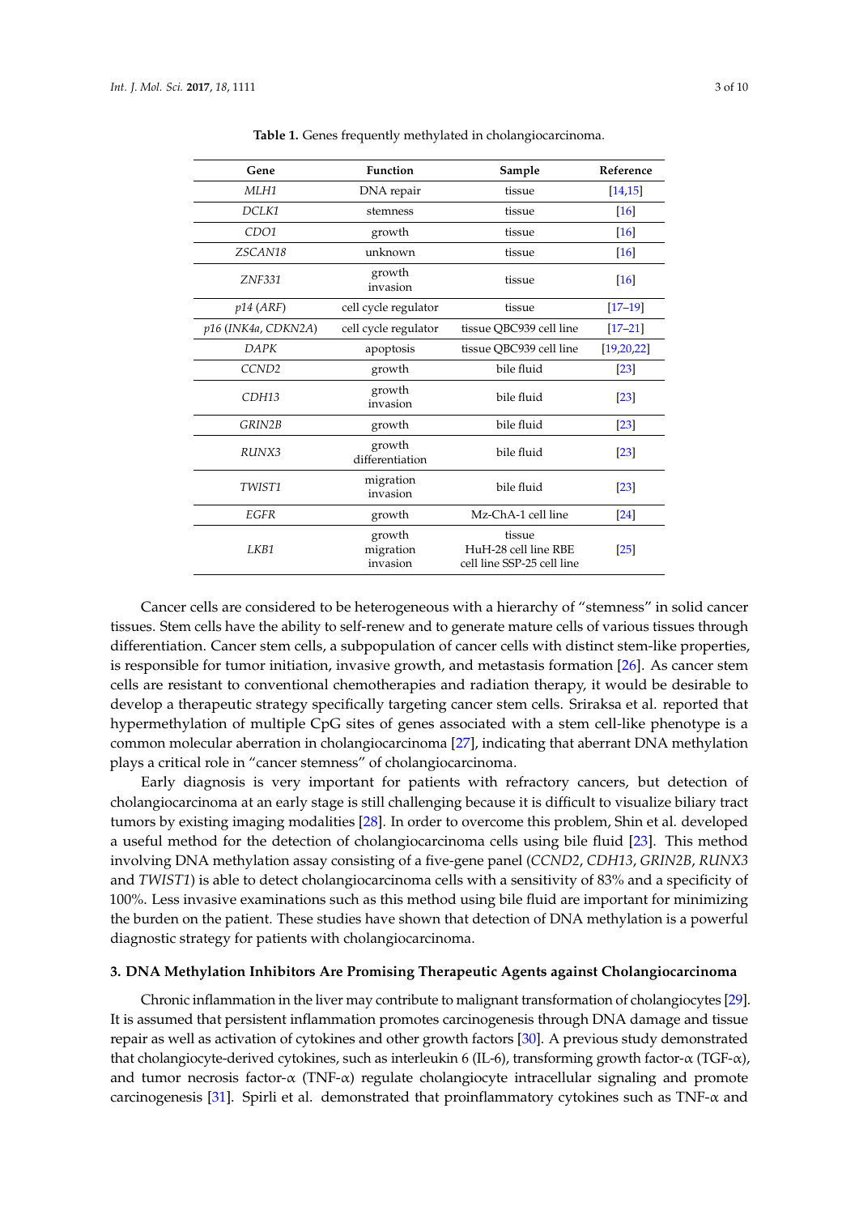**Table 1.** Genes frequently methylated in cholangiocarcinoma.

| Gene | Function | Sample | Reference |
| --- | --- | --- | --- |
| *MLH1* | DNA repair | tissue | [14,15] |
| *DCLK1* | stemness | tissue | [16] |
| *CDO1* | growth | tissue | [16] |
| *ZSCAN18* | unknown | tissue | [16] |
| *ZNF331* | growth invasion | tissue | [16] |
| *p14* (*ARF*) | cell cycle regulator | tissue | [17–19] |
| *p16* (*INK4a*, *CDKN2A*) | cell cycle regulator | tissue QBC939 cell line | [17–21] |
| *DAPK* | apoptosis | tissue QBC939 cell line | [19,20,22] |
| *CCND2* | growth | bile fluid | [23] |
| *CDH13* | growth invasion | bile fluid | [23] |
| *GRIN2B* | growth | bile fluid | [23] |
| *RUNX3* | growth differentiation | bile fluid | [23] |
| *TWIST1* | migration invasion | bile fluid | [23] |
| *EGFR* | growth | Mz-ChA-1 cell line | [24] |
| *LKB1* | growth migration invasion | tissue HuH-28 cell line RBE cell line SSP-25 cell line | [25] |

Cancer cells are considered to be heterogeneous with a hierarchy of "stemness" in solid cancer tissues. Stem cells have the ability to self-renew and to generate mature cells of various tissues through differentiation. Cancer stem cells, a subpopulation of cancer cells with distinct stem-like properties, is responsible for tumor initiation, invasive growth, and metastasis formation [26]. As cancer stem cells are resistant to conventional chemotherapies and radiation therapy, it would be desirable to develop a therapeutic strategy specifically targeting cancer stem cells. Sriraksa et al. reported that hypermethylation of multiple CpG sites of genes associated with a stem cell-like phenotype is a common molecular aberration in cholangiocarcinoma [27], indicating that aberrant DNA methylation plays a critical role in "cancer stemness" of cholangiocarcinoma.

Early diagnosis is very important for patients with refractory cancers, but detection of cholangiocarcinoma at an early stage is still challenging because it is difficult to visualize biliary tract tumors by existing imaging modalities [28]. In order to overcome this problem, Shin et al. developed a useful method for the detection of cholangiocarcinoma cells using bile fluid [23]. This method involving DNA methylation assay consisting of a five-gene panel (*CCND2*, *CDH13*, *GRIN2B*, *RUNX3* and *TWIST1*) is able to detect cholangiocarcinoma cells with a sensitivity of 83% and a specificity of 100%. Less invasive examinations such as this method using bile fluid are important for minimizing the burden on the patient. These studies have shown that detection of DNA methylation is a powerful diagnostic strategy for patients with cholangiocarcinoma.

## 3. DNA Methylation Inhibitors Are Promising Therapeutic Agents against Cholangiocarcinoma

Chronic inflammation in the liver may contribute to malignant transformation of cholangiocytes [29]. It is assumed that persistent inflammation promotes carcinogenesis through DNA damage and tissue repair as well as activation of cytokines and other growth factors [30]. A previous study demonstrated that cholangiocyte-derived cytokines, such as interleukin 6 (IL-6), transforming growth factor-α (TGF-α), and tumor necrosis factor-α (TNF-α) regulate cholangiocyte intracellular signaling and promote carcinogenesis [31]. Spirli et al. demonstrated that proinflammatory cytokines such as TNF-α and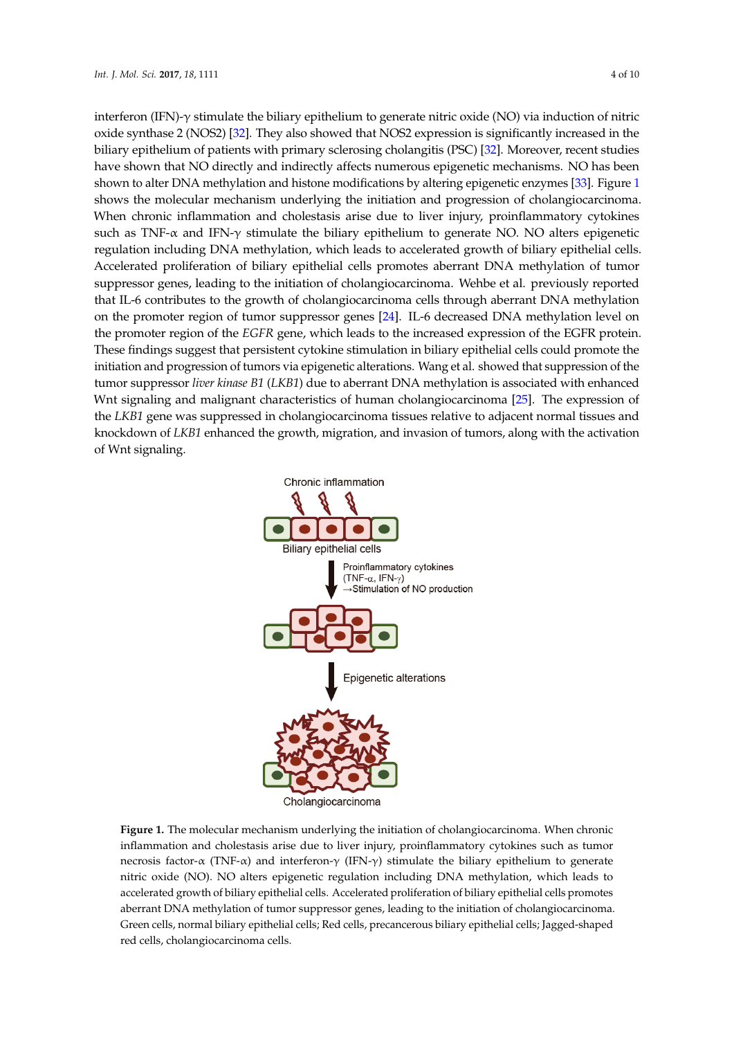interferon (IFN)-γ stimulate the biliary epithelium to generate nitric oxide (NO) via induction of nitric oxide synthase 2 (NOS2) [32]. They also showed that NOS2 expression is significantly increased in the biliary epithelium of patients with primary sclerosing cholangitis (PSC) [32]. Moreover, recent studies have shown that NO directly and indirectly affects numerous epigenetic mechanisms. NO has been shown to alter DNA methylation and histone modifications by altering epigenetic enzymes [33]. Figure 1 shows the molecular mechanism underlying the initiation and progression of cholangiocarcinoma. When chronic inflammation and cholestasis arise due to liver injury, proinflammatory cytokines such as TNF-α and IFN-γ stimulate the biliary epithelium to generate NO. NO alters epigenetic regulation including DNA methylation, which leads to accelerated growth of biliary epithelial cells. Accelerated proliferation of biliary epithelial cells promotes aberrant DNA methylation of tumor suppressor genes, leading to the initiation of cholangiocarcinoma. Wehbe et al. previously reported that IL-6 contributes to the growth of cholangiocarcinoma cells through aberrant DNA methylation on the promoter region of tumor suppressor genes [24]. IL-6 decreased DNA methylation level on the promoter region of the *EGFR* gene, which leads to the increased expression of the EGFR protein. These findings suggest that persistent cytokine stimulation in biliary epithelial cells could promote the initiation and progression of tumors via epigenetic alterations. Wang et al. showed that suppression of the tumor suppressor *liver kinase B1* (*LKB1*) due to aberrant DNA methylation is associated with enhanced Wnt signaling and malignant characteristics of human cholangiocarcinoma [25]. The expression of the *LKB1* gene was suppressed in cholangiocarcinoma tissues relative to adjacent normal tissues and knockdown of *LKB1* enhanced the growth, migration, and invasion of tumors, along with the activation of Wnt signaling.

Chronic inflammation

Biliary epithelial cells

Proinflammatory cytokines (TNF-α, IFN-γ) →Stimulation of NO production

Epigenetic alterations

Cholangiocarcinoma

**Figure 1.** The molecular mechanism underlying the initiation of cholangiocarcinoma. When chronic inflammation and cholestasis arise due to liver injury, proinflammatory cytokines such as tumor necrosis factor-α (TNF-α) and interferon-γ (IFN-γ) stimulate the biliary epithelium to generate nitric oxide (NO). NO alters epigenetic regulation including DNA methylation, which leads to accelerated growth of biliary epithelial cells. Accelerated proliferation of biliary epithelial cells promotes aberrant DNA methylation of tumor suppressor genes, leading to the initiation of cholangiocarcinoma. Green cells, normal biliary epithelial cells; Red cells, precancerous biliary epithelial cells; Jagged-shaped red cells, cholangiocarcinoma cells.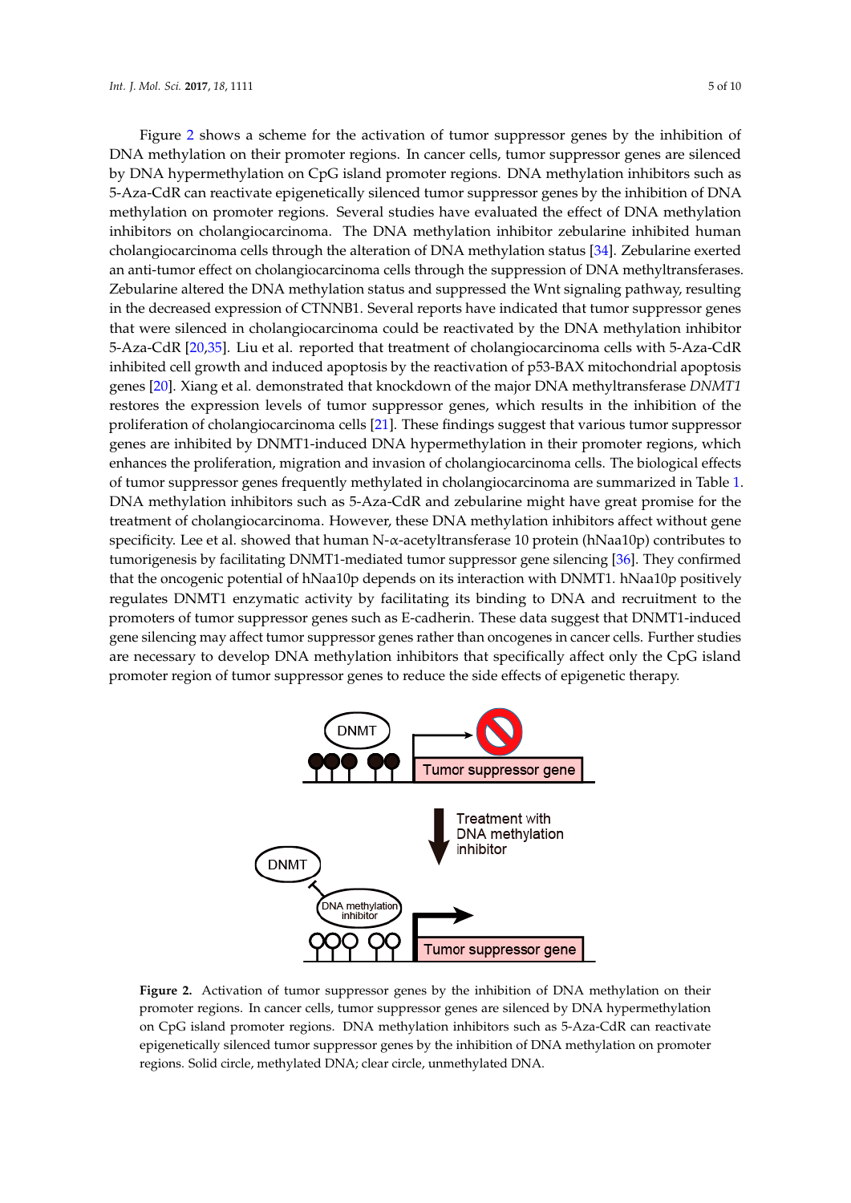Figure 2 shows a scheme for the activation of tumor suppressor genes by the inhibition of DNA methylation on their promoter regions. In cancer cells, tumor suppressor genes are silenced by DNA hypermethylation on CpG island promoter regions. DNA methylation inhibitors such as 5-Aza-CdR can reactivate epigenetically silenced tumor suppressor genes by the inhibition of DNA methylation on promoter regions. Several studies have evaluated the effect of DNA methylation inhibitors on cholangiocarcinoma. The DNA methylation inhibitor zebularine inhibited human cholangiocarcinoma cells through the alteration of DNA methylation status [34]. Zebularine exerted an anti-tumor effect on cholangiocarcinoma cells through the suppression of DNA methyltransferases. Zebularine altered the DNA methylation status and suppressed the Wnt signaling pathway, resulting in the decreased expression of CTNNB1. Several reports have indicated that tumor suppressor genes that were silenced in cholangiocarcinoma could be reactivated by the DNA methylation inhibitor 5-Aza-CdR [20,35]. Liu et al. reported that treatment of cholangiocarcinoma cells with 5-Aza-CdR inhibited cell growth and induced apoptosis by the reactivation of p53-BAX mitochondrial apoptosis genes [20]. Xiang et al. demonstrated that knockdown of the major DNA methyltransferase *DNMT1* restores the expression levels of tumor suppressor genes, which results in the inhibition of the proliferation of cholangiocarcinoma cells [21]. These findings suggest that various tumor suppressor genes are inhibited by DNMT1-induced DNA hypermethylation in their promoter regions, which enhances the proliferation, migration and invasion of cholangiocarcinoma cells. The biological effects of tumor suppressor genes frequently methylated in cholangiocarcinoma are summarized in Table 1. DNA methylation inhibitors such as 5-Aza-CdR and zebularine might have great promise for the treatment of cholangiocarcinoma. However, these DNA methylation inhibitors affect without gene specificity. Lee et al. showed that human N-α-acetyltransferase 10 protein (hNaa10p) contributes to tumorigenesis by facilitating DNMT1-mediated tumor suppressor gene silencing [36]. They confirmed that the oncogenic potential of hNaa10p depends on its interaction with DNMT1. hNaa10p positively regulates DNMT1 enzymatic activity by facilitating its binding to DNA and recruitment to the promoters of tumor suppressor genes such as E-cadherin. These data suggest that DNMT1-induced gene silencing may affect tumor suppressor genes rather than oncogenes in cancer cells. Further studies are necessary to develop DNA methylation inhibitors that specifically affect only the CpG island promoter region of tumor suppressor genes to reduce the side effects of epigenetic therapy.

**Figure 2.** Activation of tumor suppressor genes by the inhibition of DNA methylation on their promoter regions. In cancer cells, tumor suppressor genes are silenced by DNA hypermethylation on CpG island promoter regions. DNA methylation inhibitors such as 5-Aza-CdR can reactivate epigenetically silenced tumor suppressor genes by the inhibition of DNA methylation on promoter regions. Solid circle, methylated DNA; clear circle, unmethylated DNA.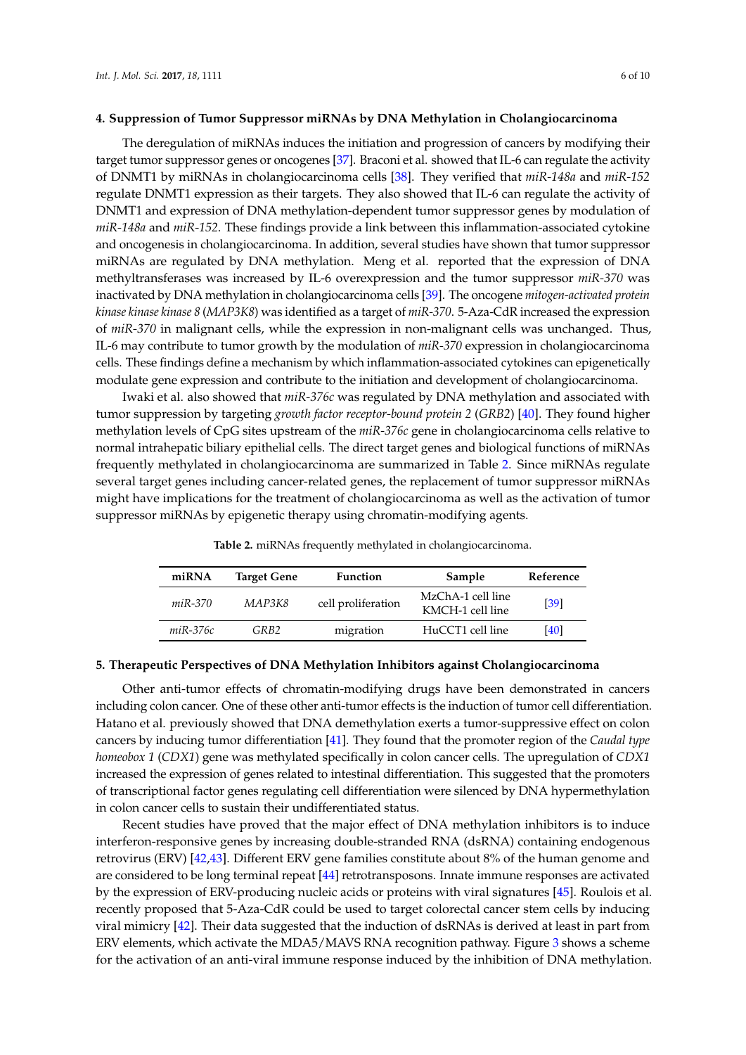## 4. Suppression of Tumor Suppressor miRNAs by DNA Methylation in Cholangiocarcinoma

The deregulation of miRNAs induces the initiation and progression of cancers by modifying their target tumor suppressor genes or oncogenes [37]. Braconi et al. showed that IL-6 can regulate the activity of DNMT1 by miRNAs in cholangiocarcinoma cells [38]. They verified that *miR-148a* and *miR-152* regulate DNMT1 expression as their targets. They also showed that IL-6 can regulate the activity of DNMT1 and expression of DNA methylation-dependent tumor suppressor genes by modulation of *miR-148a* and *miR-152*. These findings provide a link between this inflammation-associated cytokine and oncogenesis in cholangiocarcinoma. In addition, several studies have shown that tumor suppressor miRNAs are regulated by DNA methylation. Meng et al. reported that the expression of DNA methyltransferases was increased by IL-6 overexpression and the tumor suppressor *miR-370* was inactivated by DNA methylation in cholangiocarcinoma cells [39]. The oncogene *mitogen-activated protein kinase kinase kinase 8* (*MAP3K8*) was identified as a target of *miR-370*. 5-Aza-CdR increased the expression of *miR-370* in malignant cells, while the expression in non-malignant cells was unchanged. Thus, IL-6 may contribute to tumor growth by the modulation of *miR-370* expression in cholangiocarcinoma cells. These findings define a mechanism by which inflammation-associated cytokines can epigenetically modulate gene expression and contribute to the initiation and development of cholangiocarcinoma.

Iwaki et al. also showed that *miR-376c* was regulated by DNA methylation and associated with tumor suppression by targeting *growth factor receptor-bound protein 2* (*GRB2*) [40]. They found higher methylation levels of CpG sites upstream of the *miR-376c* gene in cholangiocarcinoma cells relative to normal intrahepatic biliary epithelial cells. The direct target genes and biological functions of miRNAs frequently methylated in cholangiocarcinoma are summarized in Table 2. Since miRNAs regulate several target genes including cancer-related genes, the replacement of tumor suppressor miRNAs might have implications for the treatment of cholangiocarcinoma as well as the activation of tumor suppressor miRNAs by epigenetic therapy using chromatin-modifying agents.

**Table 2.** miRNAs frequently methylated in cholangiocarcinoma.

| miRNA | Target Gene | Function | Sample | Reference |
|---|---|---|---|---|
| *miR-370* | *MAP3K8* | cell proliferation | MzChA-1 cell line<br>KMCH-1 cell line | [39] |
| *miR-376c* | *GRB2* | migration | HuCCT1 cell line | [40] |

## 5. Therapeutic Perspectives of DNA Methylation Inhibitors against Cholangiocarcinoma

Other anti-tumor effects of chromatin-modifying drugs have been demonstrated in cancers including colon cancer. One of these other anti-tumor effects is the induction of tumor cell differentiation. Hatano et al. previously showed that DNA demethylation exerts a tumor-suppressive effect on colon cancers by inducing tumor differentiation [41]. They found that the promoter region of the *Caudal type homeobox 1* (*CDX1*) gene was methylated specifically in colon cancer cells. The upregulation of *CDX1* increased the expression of genes related to intestinal differentiation. This suggested that the promoters of transcriptional factor genes regulating cell differentiation were silenced by DNA hypermethylation in colon cancer cells to sustain their undifferentiated status.

Recent studies have proved that the major effect of DNA methylation inhibitors is to induce interferon-responsive genes by increasing double-stranded RNA (dsRNA) containing endogenous retrovirus (ERV) [42,43]. Different ERV gene families constitute about 8% of the human genome and are considered to be long terminal repeat [44] retrotransposons. Innate immune responses are activated by the expression of ERV-producing nucleic acids or proteins with viral signatures [45]. Roulois et al. recently proposed that 5-Aza-CdR could be used to target colorectal cancer stem cells by inducing viral mimicry [42]. Their data suggested that the induction of dsRNAs is derived at least in part from ERV elements, which activate the MDA5/MAVS RNA recognition pathway. Figure 3 shows a scheme for the activation of an anti-viral immune response induced by the inhibition of DNA methylation.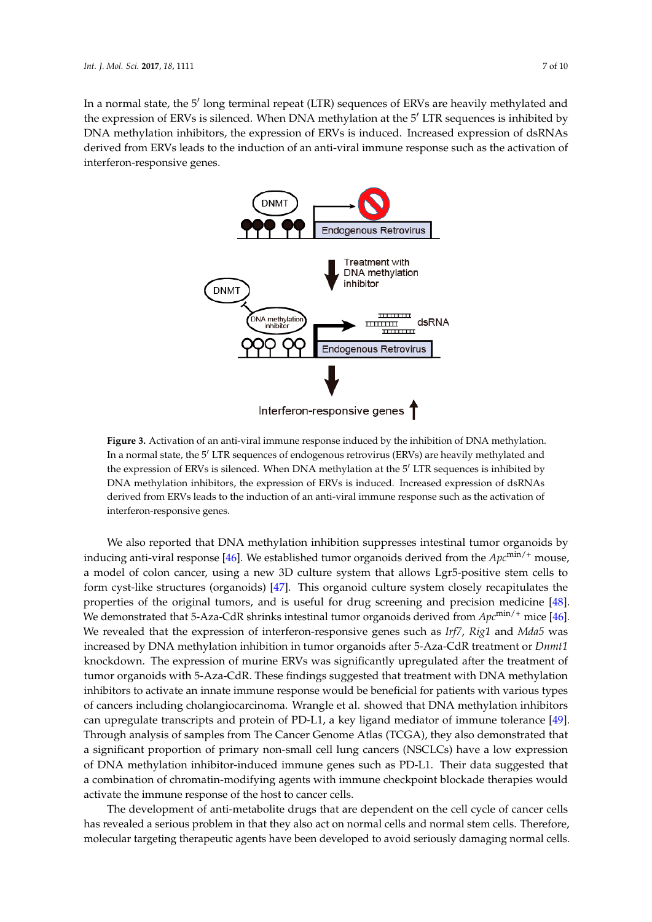In a normal state, the 5′ long terminal repeat (LTR) sequences of ERVs are heavily methylated and the expression of ERVs is silenced. When DNA methylation at the 5′ LTR sequences is inhibited by DNA methylation inhibitors, the expression of ERVs is induced. Increased expression of dsRNAs derived from ERVs leads to the induction of an anti-viral immune response such as the activation of interferon-responsive genes.

**Figure 3.** Activation of an anti-viral immune response induced by the inhibition of DNA methylation. In a normal state, the 5′ LTR sequences of endogenous retrovirus (ERVs) are heavily methylated and the expression of ERVs is silenced. When DNA methylation at the 5′ LTR sequences is inhibited by DNA methylation inhibitors, the expression of ERVs is induced. Increased expression of dsRNAs derived from ERVs leads to the induction of an anti-viral immune response such as the activation of interferon-responsive genes.

We also reported that DNA methylation inhibition suppresses intestinal tumor organoids by inducing anti-viral response [46]. We established tumor organoids derived from the *Apc*$^{min/+}$ mouse, a model of colon cancer, using a new 3D culture system that allows Lgr5-positive stem cells to form cyst-like structures (organoids) [47]. This organoid culture system closely recapitulates the properties of the original tumors, and is useful for drug screening and precision medicine [48]. We demonstrated that 5-Aza-CdR shrinks intestinal tumor organoids derived from *Apc*$^{min/+}$ mice [46]. We revealed that the expression of interferon-responsive genes such as *Irf7*, *Rig1* and *Mda5* was increased by DNA methylation inhibition in tumor organoids after 5-Aza-CdR treatment or *Dnmt1* knockdown. The expression of murine ERVs was significantly upregulated after the treatment of tumor organoids with 5-Aza-CdR. These findings suggested that treatment with DNA methylation inhibitors to activate an innate immune response would be beneficial for patients with various types of cancers including cholangiocarcinoma. Wrangle et al. showed that DNA methylation inhibitors can upregulate transcripts and protein of PD-L1, a key ligand mediator of immune tolerance [49]. Through analysis of samples from The Cancer Genome Atlas (TCGA), they also demonstrated that a significant proportion of primary non-small cell lung cancers (NSCLCs) have a low expression of DNA methylation inhibitor-induced immune genes such as PD-L1. Their data suggested that a combination of chromatin-modifying agents with immune checkpoint blockade therapies would activate the immune response of the host to cancer cells.

The development of anti-metabolite drugs that are dependent on the cell cycle of cancer cells has revealed a serious problem in that they also act on normal cells and normal stem cells. Therefore, molecular targeting therapeutic agents have been developed to avoid seriously damaging normal cells.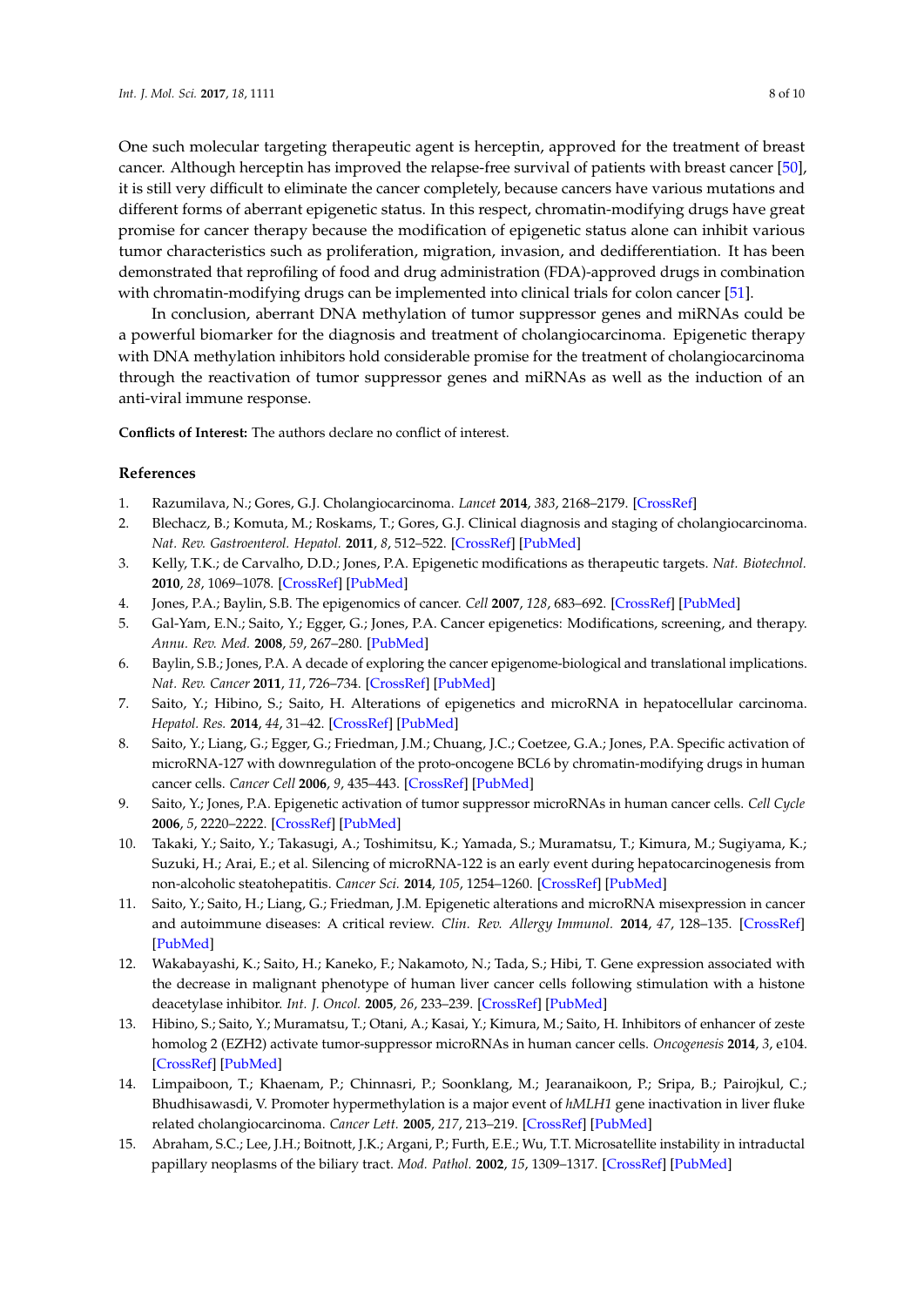One such molecular targeting therapeutic agent is herceptin, approved for the treatment of breast cancer. Although herceptin has improved the relapse-free survival of patients with breast cancer [50], it is still very difficult to eliminate the cancer completely, because cancers have various mutations and different forms of aberrant epigenetic status. In this respect, chromatin-modifying drugs have great promise for cancer therapy because the modification of epigenetic status alone can inhibit various tumor characteristics such as proliferation, migration, invasion, and dedifferentiation. It has been demonstrated that reprofiling of food and drug administration (FDA)-approved drugs in combination with chromatin-modifying drugs can be implemented into clinical trials for colon cancer [51].

In conclusion, aberrant DNA methylation of tumor suppressor genes and miRNAs could be a powerful biomarker for the diagnosis and treatment of cholangiocarcinoma. Epigenetic therapy with DNA methylation inhibitors hold considerable promise for the treatment of cholangiocarcinoma through the reactivation of tumor suppressor genes and miRNAs as well as the induction of an anti-viral immune response.

**Conflicts of Interest:** The authors declare no conflict of interest.

## References

1. Razumilava, N.; Gores, G.J. Cholangiocarcinoma. *Lancet* **2014**, *383*, 2168–2179. [CrossRef]
2. Blechacz, B.; Komuta, M.; Roskams, T.; Gores, G.J. Clinical diagnosis and staging of cholangiocarcinoma. *Nat. Rev. Gastroenterol. Hepatol.* **2011**, *8*, 512–522. [CrossRef] [PubMed]
3. Kelly, T.K.; de Carvalho, D.D.; Jones, P.A. Epigenetic modifications as therapeutic targets. *Nat. Biotechnol.* **2010**, *28*, 1069–1078. [CrossRef] [PubMed]
4. Jones, P.A.; Baylin, S.B. The epigenomics of cancer. *Cell* **2007**, *128*, 683–692. [CrossRef] [PubMed]
5. Gal-Yam, E.N.; Saito, Y.; Egger, G.; Jones, P.A. Cancer epigenetics: Modifications, screening, and therapy. *Annu. Rev. Med.* **2008**, *59*, 267–280. [PubMed]
6. Baylin, S.B.; Jones, P.A. A decade of exploring the cancer epigenome-biological and translational implications. *Nat. Rev. Cancer* **2011**, *11*, 726–734. [CrossRef] [PubMed]
7. Saito, Y.; Hibino, S.; Saito, H. Alterations of epigenetics and microRNA in hepatocellular carcinoma. *Hepatol. Res.* **2014**, *44*, 31–42. [CrossRef] [PubMed]
8. Saito, Y.; Liang, G.; Egger, G.; Friedman, J.M.; Chuang, J.C.; Coetzee, G.A.; Jones, P.A. Specific activation of microRNA-127 with downregulation of the proto-oncogene BCL6 by chromatin-modifying drugs in human cancer cells. *Cancer Cell* **2006**, *9*, 435–443. [CrossRef] [PubMed]
9. Saito, Y.; Jones, P.A. Epigenetic activation of tumor suppressor microRNAs in human cancer cells. *Cell Cycle* **2006**, *5*, 2220–2222. [CrossRef] [PubMed]
10. Takaki, Y.; Saito, Y.; Takasugi, A.; Toshimitsu, K.; Yamada, S.; Muramatsu, T.; Kimura, M.; Sugiyama, K.; Suzuki, H.; Arai, E.; et al. Silencing of microRNA-122 is an early event during hepatocarcinogenesis from non-alcoholic steatohepatitis. *Cancer Sci.* **2014**, *105*, 1254–1260. [CrossRef] [PubMed]
11. Saito, Y.; Saito, H.; Liang, G.; Friedman, J.M. Epigenetic alterations and microRNA misexpression in cancer and autoimmune diseases: A critical review. *Clin. Rev. Allergy Immunol.* **2014**, *47*, 128–135. [CrossRef] [PubMed]
12. Wakabayashi, K.; Saito, H.; Kaneko, F.; Nakamoto, N.; Tada, S.; Hibi, T. Gene expression associated with the decrease in malignant phenotype of human liver cancer cells following stimulation with a histone deacetylase inhibitor. *Int. J. Oncol.* **2005**, *26*, 233–239. [CrossRef] [PubMed]
13. Hibino, S.; Saito, Y.; Muramatsu, T.; Otani, A.; Kasai, Y.; Kimura, M.; Saito, H. Inhibitors of enhancer of zeste homolog 2 (EZH2) activate tumor-suppressor microRNAs in human cancer cells. *Oncogenesis* **2014**, *3*, e104. [CrossRef] [PubMed]
14. Limpaiboon, T.; Khaenam, P.; Chinnasri, P.; Soonklang, M.; Jearanaikoon, P.; Sripa, B.; Pairojkul, C.; Bhudhisawasdi, V. Promoter hypermethylation is a major event of *hMLH1* gene inactivation in liver fluke related cholangiocarcinoma. *Cancer Lett.* **2005**, *217*, 213–219. [CrossRef] [PubMed]
15. Abraham, S.C.; Lee, J.H.; Boitnott, J.K.; Argani, P.; Furth, E.E.; Wu, T.T. Microsatellite instability in intraductal papillary neoplasms of the biliary tract. *Mod. Pathol.* **2002**, *15*, 1309–1317. [CrossRef] [PubMed]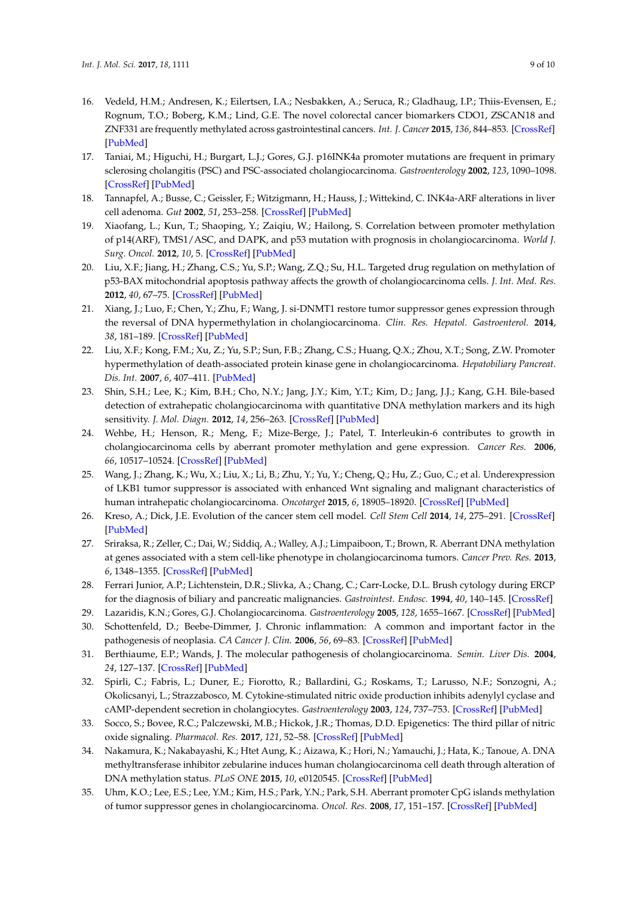16. Vedeld, H.M.; Andresen, K.; Eilertsen, I.A.; Nesbakken, A.; Seruca, R.; Gladhaug, I.P.; Thiis-Evensen, E.; Rognum, T.O.; Boberg, K.M.; Lind, G.E. The novel colorectal cancer biomarkers CDO1, ZSCAN18 and ZNF331 are frequently methylated across gastrointestinal cancers. *Int. J. Cancer* **2015**, *136*, 844–853. [CrossRef] [PubMed]
17. Taniai, M.; Higuchi, H.; Burgart, L.J.; Gores, G.J. p16INK4a promoter mutations are frequent in primary sclerosing cholangitis (PSC) and PSC-associated cholangiocarcinoma. *Gastroenterology* **2002**, *123*, 1090–1098. [CrossRef] [PubMed]
18. Tannapfel, A.; Busse, C.; Geissler, F.; Witzigmann, H.; Hauss, J.; Wittekind, C. INK4a-ARF alterations in liver cell adenoma. *Gut* **2002**, *51*, 253–258. [CrossRef] [PubMed]
19. Xiaofang, L.; Kun, T.; Shaoping, Y.; Zaiqiu, W.; Hailong, S. Correlation between promoter methylation of p14(ARF), TMS1/ASC, and DAPK, and p53 mutation with prognosis in cholangiocarcinoma. *World J. Surg. Oncol.* **2012**, *10*, 5. [CrossRef] [PubMed]
20. Liu, X.F.; Jiang, H.; Zhang, C.S.; Yu, S.P.; Wang, Z.Q.; Su, H.L. Targeted drug regulation on methylation of p53-BAX mitochondrial apoptosis pathway affects the growth of cholangiocarcinoma cells. *J. Int. Med. Res.* **2012**, *40*, 67–75. [CrossRef] [PubMed]
21. Xiang, J.; Luo, F.; Chen, Y.; Zhu, F.; Wang, J. si-DNMT1 restore tumor suppressor genes expression through the reversal of DNA hypermethylation in cholangiocarcinoma. *Clin. Res. Hepatol. Gastroenterol.* **2014**, *38*, 181–189. [CrossRef] [PubMed]
22. Liu, X.F.; Kong, F.M.; Xu, Z.; Yu, S.P.; Sun, F.B.; Zhang, C.S.; Huang, Q.X.; Zhou, X.T.; Song, Z.W. Promoter hypermethylation of death-associated protein kinase gene in cholangiocarcinoma. *Hepatobiliary Pancreat. Dis. Int.* **2007**, *6*, 407–411. [PubMed]
23. Shin, S.H.; Lee, K.; Kim, B.H.; Cho, N.Y.; Jang, J.Y.; Kim, Y.T.; Kim, D.; Jang, J.J.; Kang, G.H. Bile-based detection of extrahepatic cholangiocarcinoma with quantitative DNA methylation markers and its high sensitivity. *J. Mol. Diagn.* **2012**, *14*, 256–263. [CrossRef] [PubMed]
24. Wehbe, H.; Henson, R.; Meng, F.; Mize-Berge, J.; Patel, T. Interleukin-6 contributes to growth in cholangiocarcinoma cells by aberrant promoter methylation and gene expression. *Cancer Res.* **2006**, *66*, 10517–10524. [CrossRef] [PubMed]
25. Wang, J.; Zhang, K.; Wu, X.; Liu, X.; Li, B.; Zhu, Y.; Yu, Y.; Cheng, Q.; Hu, Z.; Guo, C.; et al. Underexpression of LKB1 tumor suppressor is associated with enhanced Wnt signaling and malignant characteristics of human intrahepatic cholangiocarcinoma. *Oncotarget* **2015**, *6*, 18905–18920. [CrossRef] [PubMed]
26. Kreso, A.; Dick, J.E. Evolution of the cancer stem cell model. *Cell Stem Cell* **2014**, *14*, 275–291. [CrossRef] [PubMed]
27. Sriraksa, R.; Zeller, C.; Dai, W.; Siddiq, A.; Walley, A.J.; Limpaiboon, T.; Brown, R. Aberrant DNA methylation at genes associated with a stem cell-like phenotype in cholangiocarcinoma tumors. *Cancer Prev. Res.* **2013**, *6*, 1348–1355. [CrossRef] [PubMed]
28. Ferrari Junior, A.P.; Lichtenstein, D.R.; Slivka, A.; Chang, C.; Carr-Locke, D.L. Brush cytology during ERCP for the diagnosis of biliary and pancreatic malignancies. *Gastrointest. Endosc.* **1994**, *40*, 140–145. [CrossRef]
29. Lazaridis, K.N.; Gores, G.J. Cholangiocarcinoma. *Gastroenterology* **2005**, *128*, 1655–1667. [CrossRef] [PubMed]
30. Schottenfeld, D.; Beebe-Dimmer, J. Chronic inflammation: A common and important factor in the pathogenesis of neoplasia. *CA Cancer J. Clin.* **2006**, *56*, 69–83. [CrossRef] [PubMed]
31. Berthiaume, E.P.; Wands, J. The molecular pathogenesis of cholangiocarcinoma. *Semin. Liver Dis.* **2004**, *24*, 127–137. [CrossRef] [PubMed]
32. Spirli, C.; Fabris, L.; Duner, E.; Fiorotto, R.; Ballardini, G.; Roskams, T.; Larusso, N.F.; Sonzogni, A.; Okolicsanyi, L.; Strazzabosco, M. Cytokine-stimulated nitric oxide production inhibits adenylyl cyclase and cAMP-dependent secretion in cholangiocytes. *Gastroenterology* **2003**, *124*, 737–753. [CrossRef] [PubMed]
33. Socco, S.; Bovee, R.C.; Palczewski, M.B.; Hickok, J.R.; Thomas, D.D. Epigenetics: The third pillar of nitric oxide signaling. *Pharmacol. Res.* **2017**, *121*, 52–58. [CrossRef] [PubMed]
34. Nakamura, K.; Nakabayashi, K.; Htet Aung, K.; Aizawa, K.; Hori, N.; Yamauchi, J.; Hata, K.; Tanoue, A. DNA methyltransferase inhibitor zebularine induces human cholangiocarcinoma cell death through alteration of DNA methylation status. *PLoS ONE* **2015**, *10*, e0120545. [CrossRef] [PubMed]
35. Uhm, K.O.; Lee, E.S.; Lee, Y.M.; Kim, H.S.; Park, Y.N.; Park, S.H. Aberrant promoter CpG islands methylation of tumor suppressor genes in cholangiocarcinoma. *Oncol. Res.* **2008**, *17*, 151–157. [CrossRef] [PubMed]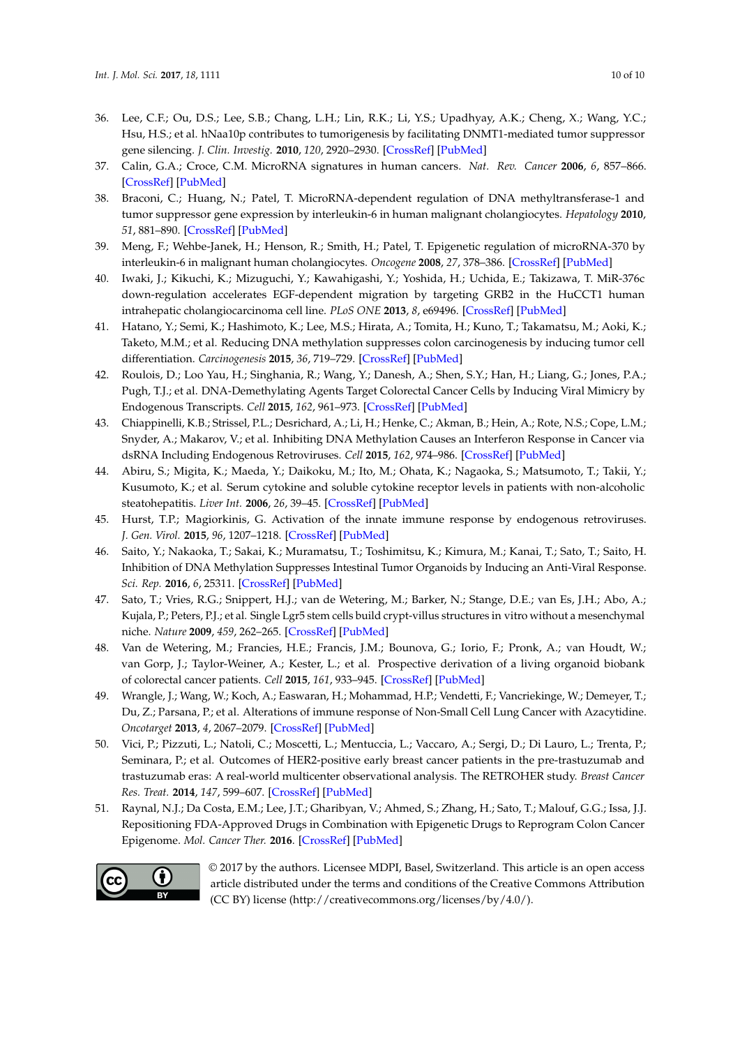36. Lee, C.F.; Ou, D.S.; Lee, S.B.; Chang, L.H.; Lin, R.K.; Li, Y.S.; Upadhyay, A.K.; Cheng, X.; Wang, Y.C.; Hsu, H.S.; et al. hNaa10p contributes to tumorigenesis by facilitating DNMT1-mediated tumor suppressor gene silencing. *J. Clin. Investig.* **2010**, *120*, 2920–2930. [CrossRef] [PubMed]
37. Calin, G.A.; Croce, C.M. MicroRNA signatures in human cancers. *Nat. Rev. Cancer* **2006**, *6*, 857–866. [CrossRef] [PubMed]
38. Braconi, C.; Huang, N.; Patel, T. MicroRNA-dependent regulation of DNA methyltransferase-1 and tumor suppressor gene expression by interleukin-6 in human malignant cholangiocytes. *Hepatology* **2010**, *51*, 881–890. [CrossRef] [PubMed]
39. Meng, F.; Wehbe-Janek, H.; Henson, R.; Smith, H.; Patel, T. Epigenetic regulation of microRNA-370 by interleukin-6 in malignant human cholangiocytes. *Oncogene* **2008**, *27*, 378–386. [CrossRef] [PubMed]
40. Iwaki, J.; Kikuchi, K.; Mizuguchi, Y.; Kawahigashi, Y.; Yoshida, H.; Uchida, E.; Takizawa, T. MiR-376c down-regulation accelerates EGF-dependent migration by targeting GRB2 in the HuCCT1 human intrahepatic cholangiocarcinoma cell line. *PLoS ONE* **2013**, *8*, e69496. [CrossRef] [PubMed]
41. Hatano, Y.; Semi, K.; Hashimoto, K.; Lee, M.S.; Hirata, A.; Tomita, H.; Kuno, T.; Takamatsu, M.; Aoki, K.; Taketo, M.M.; et al. Reducing DNA methylation suppresses colon carcinogenesis by inducing tumor cell differentiation. *Carcinogenesis* **2015**, *36*, 719–729. [CrossRef] [PubMed]
42. Roulois, D.; Loo Yau, H.; Singhania, R.; Wang, Y.; Danesh, A.; Shen, S.Y.; Han, H.; Liang, G.; Jones, P.A.; Pugh, T.J.; et al. DNA-Demethylating Agents Target Colorectal Cancer Cells by Inducing Viral Mimicry by Endogenous Transcripts. *Cell* **2015**, *162*, 961–973. [CrossRef] [PubMed]
43. Chiappinelli, K.B.; Strissel, P.L.; Desrichard, A.; Li, H.; Henke, C.; Akman, B.; Hein, A.; Rote, N.S.; Cope, L.M.; Snyder, A.; Makarov, V.; et al. Inhibiting DNA Methylation Causes an Interferon Response in Cancer via dsRNA Including Endogenous Retroviruses. *Cell* **2015**, *162*, 974–986. [CrossRef] [PubMed]
44. Abiru, S.; Migita, K.; Maeda, Y.; Daikoku, M.; Ito, M.; Ohata, K.; Nagaoka, S.; Matsumoto, T.; Takii, Y.; Kusumoto, K.; et al. Serum cytokine and soluble cytokine receptor levels in patients with non-alcoholic steatohepatitis. *Liver Int.* **2006**, *26*, 39–45. [CrossRef] [PubMed]
45. Hurst, T.P.; Magiorkinis, G. Activation of the innate immune response by endogenous retroviruses. *J. Gen. Virol.* **2015**, *96*, 1207–1218. [CrossRef] [PubMed]
46. Saito, Y.; Nakaoka, T.; Sakai, K.; Muramatsu, T.; Toshimitsu, K.; Kimura, M.; Kanai, T.; Sato, T.; Saito, H. Inhibition of DNA Methylation Suppresses Intestinal Tumor Organoids by Inducing an Anti-Viral Response. *Sci. Rep.* **2016**, *6*, 25311. [CrossRef] [PubMed]
47. Sato, T.; Vries, R.G.; Snippert, H.J.; van de Wetering, M.; Barker, N.; Stange, D.E.; van Es, J.H.; Abo, A.; Kujala, P.; Peters, P.J.; et al. Single Lgr5 stem cells build crypt-villus structures in vitro without a mesenchymal niche. *Nature* **2009**, *459*, 262–265. [CrossRef] [PubMed]
48. Van de Wetering, M.; Francies, H.E.; Francis, J.M.; Bounova, G.; Iorio, F.; Pronk, A.; van Houdt, W.; van Gorp, J.; Taylor-Weiner, A.; Kester, L.; et al. Prospective derivation of a living organoid biobank of colorectal cancer patients. *Cell* **2015**, *161*, 933–945. [CrossRef] [PubMed]
49. Wrangle, J.; Wang, W.; Koch, A.; Easwaran, H.; Mohammad, H.P.; Vendetti, F.; Vancriekinge, W.; Demeyer, T.; Du, Z.; Parsana, P.; et al. Alterations of immune response of Non-Small Cell Lung Cancer with Azacytidine. *Oncotarget* **2013**, *4*, 2067–2079. [CrossRef] [PubMed]
50. Vici, P.; Pizzuti, L.; Natoli, C.; Moscetti, L.; Mentuccia, L.; Vaccaro, A.; Sergi, D.; Di Lauro, L.; Trenta, P.; Seminara, P.; et al. Outcomes of HER2-positive early breast cancer patients in the pre-trastuzumab and trastuzumab eras: A real-world multicenter observational analysis. The RETROHER study. *Breast Cancer Res. Treat.* **2014**, *147*, 599–607. [CrossRef] [PubMed]
51. Raynal, N.J.; Da Costa, E.M.; Lee, J.T.; Gharibyan, V.; Ahmed, S.; Zhang, H.; Sato, T.; Malouf, G.G.; Issa, J.J. Repositioning FDA-Approved Drugs in Combination with Epigenetic Drugs to Reprogram Colon Cancer Epigenome. *Mol. Cancer Ther.* **2016**. [CrossRef] [PubMed]

© 2017 by the authors. Licensee MDPI, Basel, Switzerland. This article is an open access article distributed under the terms and conditions of the Creative Commons Attribution (CC BY) license (http://creativecommons.org/licenses/by/4.0/).